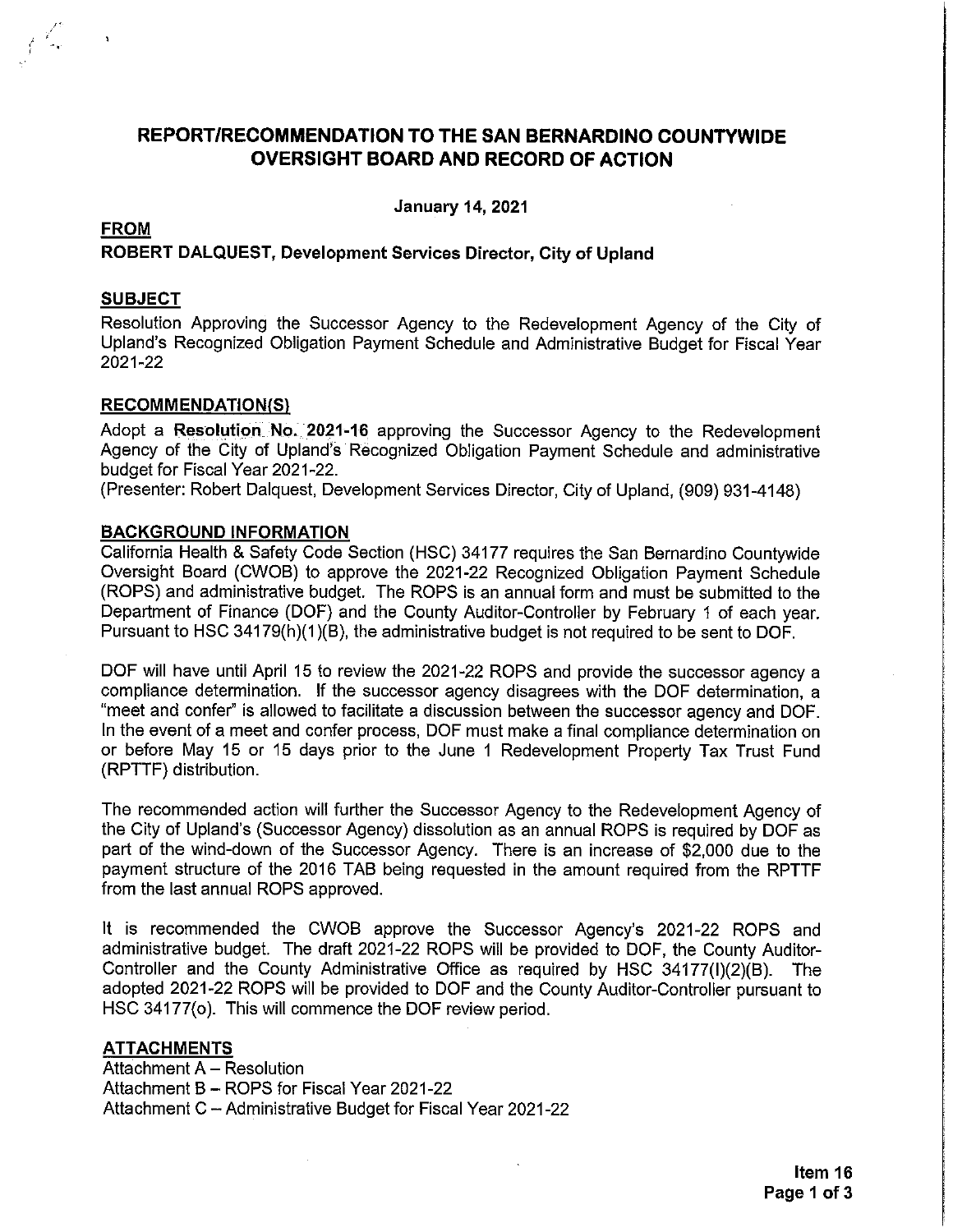# REPORT/RECOMMENDATION TO THE SAN BERNARDINO COUNTYWIDE OVERSIGHT BOARD AND RECORD OF ACTION

**January 14, 2021**

**FROM**

**ROBERT DALQUEST, Development Services Director, City of Upland**

**SUBJECT**

Resolution Approving the Successor Agency to the Redevelopment Agency of the City of Upland's Recognized Obligation Payment Schedule and Administrative Budget for Fiscal Year 2021-22

**RECOMMENDATION(S)**

Adopt a **Resolution No. 2021-16** approving the Successor Agency to the Redevelopment Agency of the City of Upland's Recognized Obligation Payment Schedule and administrative budget for Fiscal Year 2021-22.

(Presenter: Robert Dalquest, Development Services Director, City of Upland, (909) 931-4148)

**BACKGROUND INFORMATION**

California Health & Safety Code Section (HSC) 34177 requires the San Bernardino Countywide Oversight Board (CWOB) to approve the 2021-22 Recognized Obligation Payment Schedule (ROPS) and administrative budget. The ROPS is an annual form and must be submitted to the Department of Finance (DOF) and the County Auditor-Controller by February 1 of each year. Pursuant to HSC 34179(h)(1)(B), the administrative budget is not required to be sent to DOF.

DOF will have until April 15 to review the 2021-22 ROPS and provide the successor agency a compliance determination. If the successor agency disagrees with the DOF determination, a "meet and confer" is allowed to facilitate a discussion between the successor agency and DOF. In the event of a meet and confer process, DOF must make a final compliance determination on or before May 15 or 15 days prior to the June 1 Redevelopment Property Tax Trust Fund (RPTTF) distribution.

The recommended action will further the Successor Agency to the Redevelopment Agency of the City of Upland's (Successor Agency) dissolution as an annual ROPS is required by DOF as part of the wind-down of the Successor Agency. There is an increase of $2,000 due to the payment structure of the 2016 TAB being requested in the amount required from the RPTTF from the last annual ROPS approved.

It is recommended the CWOB approve the Successor Agency's 2021-22 ROPS and administrative budget. The draft 2021-22 ROPS will be provided to DOF, the County Auditor-Controller and the County Administrative Office as required by HSC 34177(l)(2)(B). The adopted 2021-22 ROPS will be provided to DOF and the County Auditor-Controller pursuant to HSC 34177(o). This will commence the DOF review period.

**ATTACHMENTS**

Attachment A – Resolution
Attachment B – ROPS for Fiscal Year 2021-22
Attachment C – Administrative Budget for Fiscal Year 2021-22

**Item 16**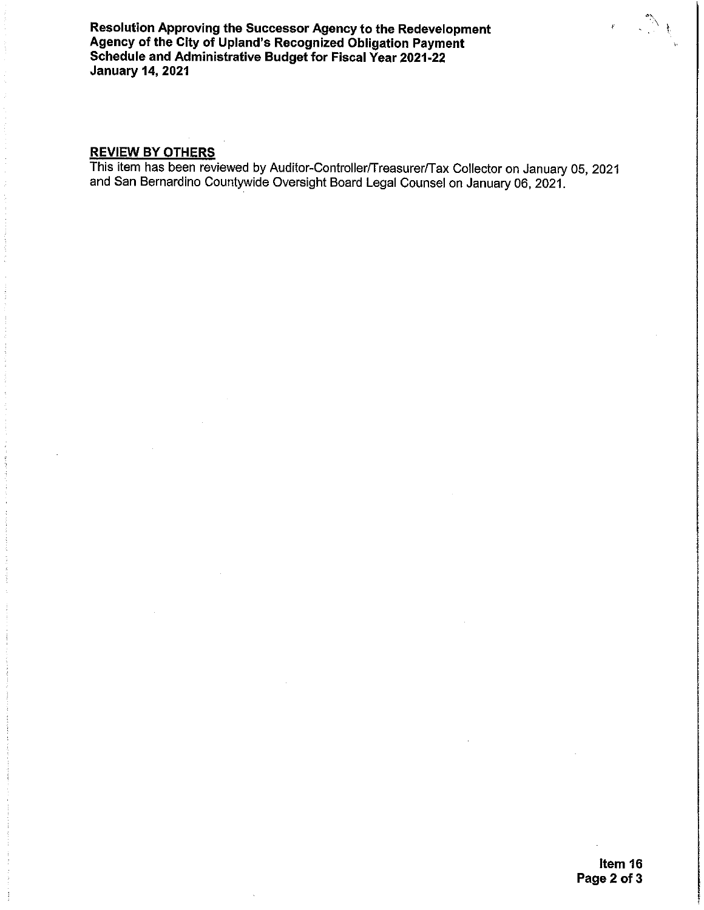## REVIEW BY OTHERS

This item has been reviewed by Auditor-Controller/Treasurer/Tax Collector on January 05, 2021 and San Bernardino Countywide Oversight Board Legal Counsel on January 06, 2021.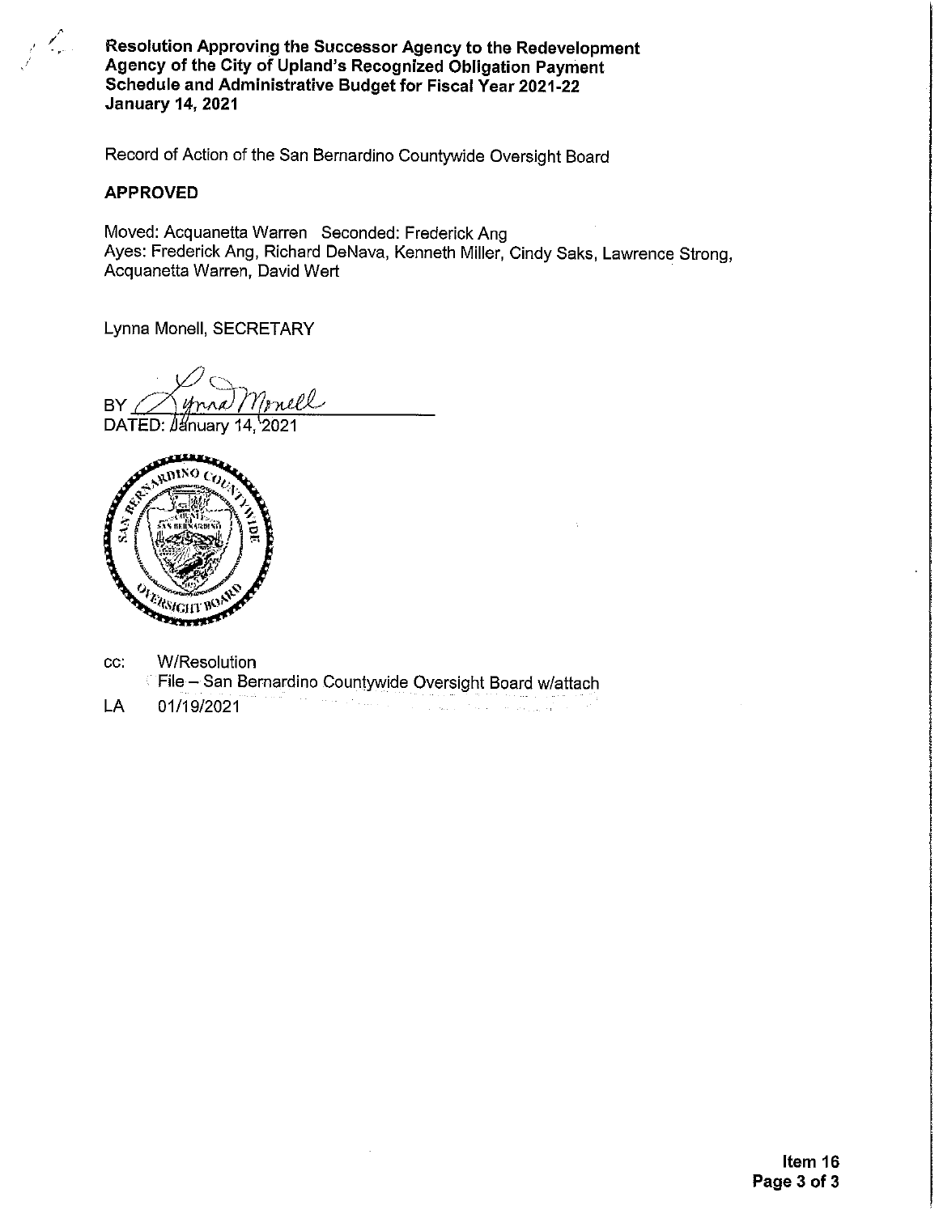**Resolution Approving the Successor Agency to the Redevelopment Agency of the City of Upland's Recognized Obligation Payment Schedule and Administrative Budget for Fiscal Year 2021-22**
**January 14, 2021**

Record of Action of the San Bernardino Countywide Oversight Board

**APPROVED**

Moved: Acquanetta Warren Seconded: Frederick Ang
Ayes: Frederick Ang, Richard DeNava, Kenneth Miller, Cindy Saks, Lawrence Strong, Acquanetta Warren, David Wert

Lynna Monell, SECRETARY

BY Lynna Monell
DATED: January 14, 2021

cc: W/Resolution
File – San Bernardino Countywide Oversight Board w/attach

LA 01/19/2021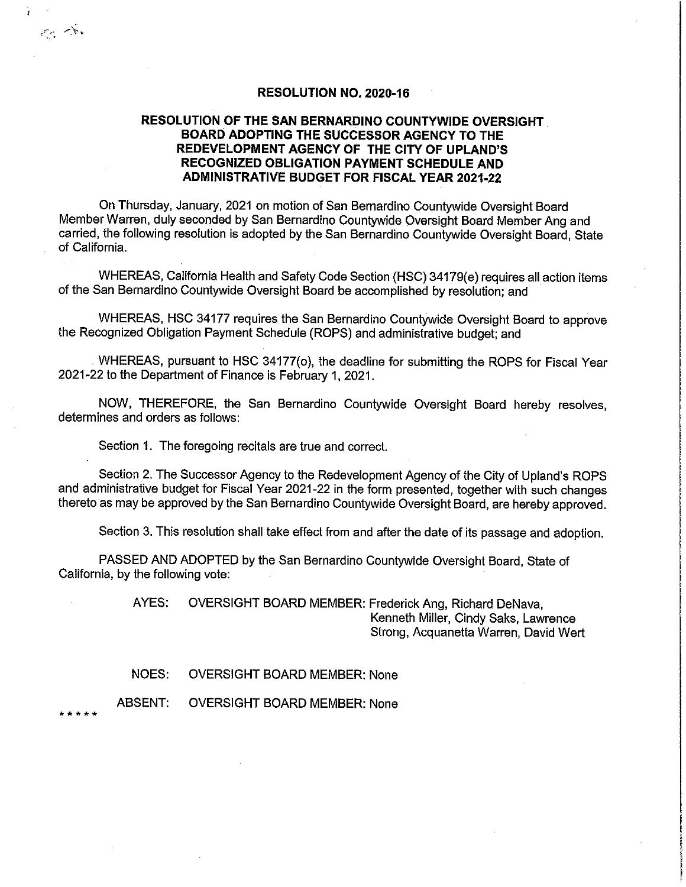**RESOLUTION NO. 2020-16**

**RESOLUTION OF THE SAN BERNARDINO COUNTYWIDE OVERSIGHT BOARD ADOPTING THE SUCCESSOR AGENCY TO THE REDEVELOPMENT AGENCY OF THE CITY OF UPLAND'S RECOGNIZED OBLIGATION PAYMENT SCHEDULE AND ADMINISTRATIVE BUDGET FOR FISCAL YEAR 2021-22**

On Thursday, January, 2021 on motion of San Bernardino Countywide Oversight Board Member Warren, duly seconded by San Bernardino Countywide Oversight Board Member Ang and carried, the following resolution is adopted by the San Bernardino Countywide Oversight Board, State of California.

WHEREAS, California Health and Safety Code Section (HSC) 34179(e) requires all action items of the San Bernardino Countywide Oversight Board be accomplished by resolution; and

WHEREAS, HSC 34177 requires the San Bernardino Countywide Oversight Board to approve the Recognized Obligation Payment Schedule (ROPS) and administrative budget; and

WHEREAS, pursuant to HSC 34177(o), the deadline for submitting the ROPS for Fiscal Year 2021-22 to the Department of Finance is February 1, 2021.

NOW, THEREFORE, the San Bernardino Countywide Oversight Board hereby resolves, determines and orders as follows:

Section 1. The foregoing recitals are true and correct.

Section 2. The Successor Agency to the Redevelopment Agency of the City of Upland's ROPS and administrative budget for Fiscal Year 2021-22 in the form presented, together with such changes thereto as may be approved by the San Bernardino Countywide Oversight Board, are hereby approved.

Section 3. This resolution shall take effect from and after the date of its passage and adoption.

PASSED AND ADOPTED by the San Bernardino Countywide Oversight Board, State of California, by the following vote:

AYES: OVERSIGHT BOARD MEMBER: Frederick Ang, Richard DeNava, Kenneth Miller, Cindy Saks, Lawrence Strong, Acquanetta Warren, David Wert

NOES: OVERSIGHT BOARD MEMBER: None

ABSENT: OVERSIGHT BOARD MEMBER: None

* * * * *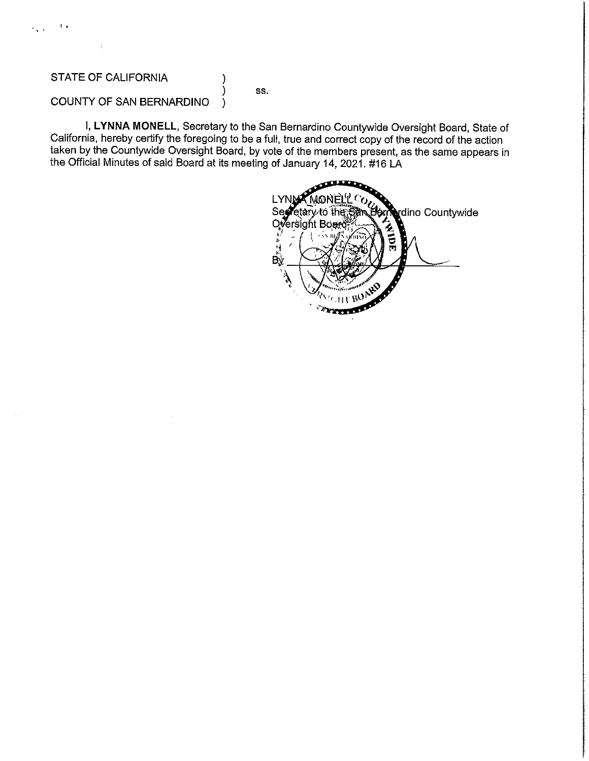STATE OF CALIFORNIA )
) ss.
COUNTY OF SAN BERNARDINO )

I, **LYNNA MONELL**, Secretary to the San Bernardino Countywide Oversight Board, State of California, hereby certify the foregoing to be a full, true and correct copy of the record of the action taken by the Countywide Oversight Board, by vote of the members present, as the same appears in the Official Minutes of said Board at its meeting of January 14, 2021. #16 LA

LYNNA MONELL
Secretary to the San Bernardino Countywide Oversight Board

By ______________________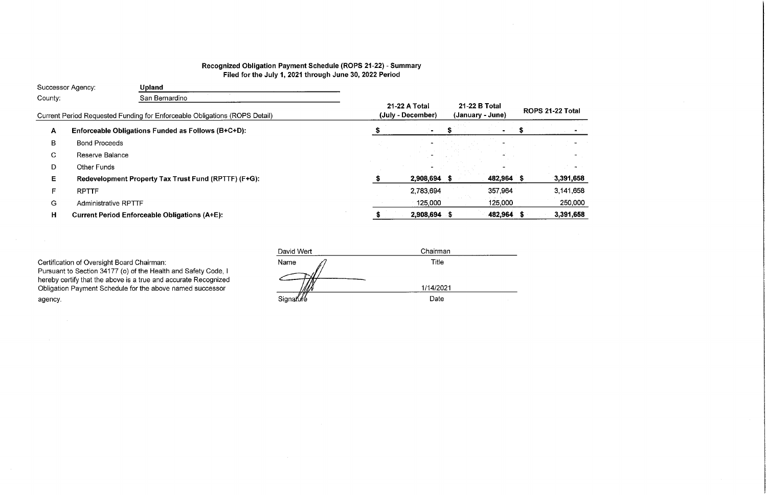**Recognized Obligation Payment Schedule (ROPS 21-22) - Summary**
**Filed for the July 1, 2021 through June 30, 2022 Period**

Successor Agency: **Upland**

County: San Bernardino

| | Current Period Requested Funding for Enforceable Obligations (ROPS Detail) | 21-22 A Total (July - December) | 21-22 B Total (January - June) | ROPS 21-22 Total |
|---|---|---|---|---|
| **A** | **Enforceable Obligations Funded as Follows (B+C+D):** | **$ -** | **$ -** | **$ -** |
| B | Bond Proceeds | - | - | - |
| C | Reserve Balance | - | - | - |
| D | Other Funds | - | - | - |
| **E** | **Redevelopment Property Tax Trust Fund (RPTTF) (F+G):** | **$ 2,908,694** | **$ 482,964** | **$ 3,391,658** |
| F | RPTTF | 2,783,694 | 357,964 | 3,141,658 |
| G | Administrative RPTTF | 125,000 | 125,000 | 250,000 |
| **H** | **Current Period Enforceable Obligations (A+E):** | **$ 2,908,694** | **$ 482,964** | **$ 3,391,658** |

Certification of Oversight Board Chairman:
Pursuant to Section 34177 (o) of the Health and Safety Code, I hereby certify that the above is a true and accurate Recognized Obligation Payment Schedule for the above named successor agency.

| | |
|---|---|
| David Wert | Chairman |
| Name | Title |
| [Signature] | 1/14/2021 |
| Signature | Date |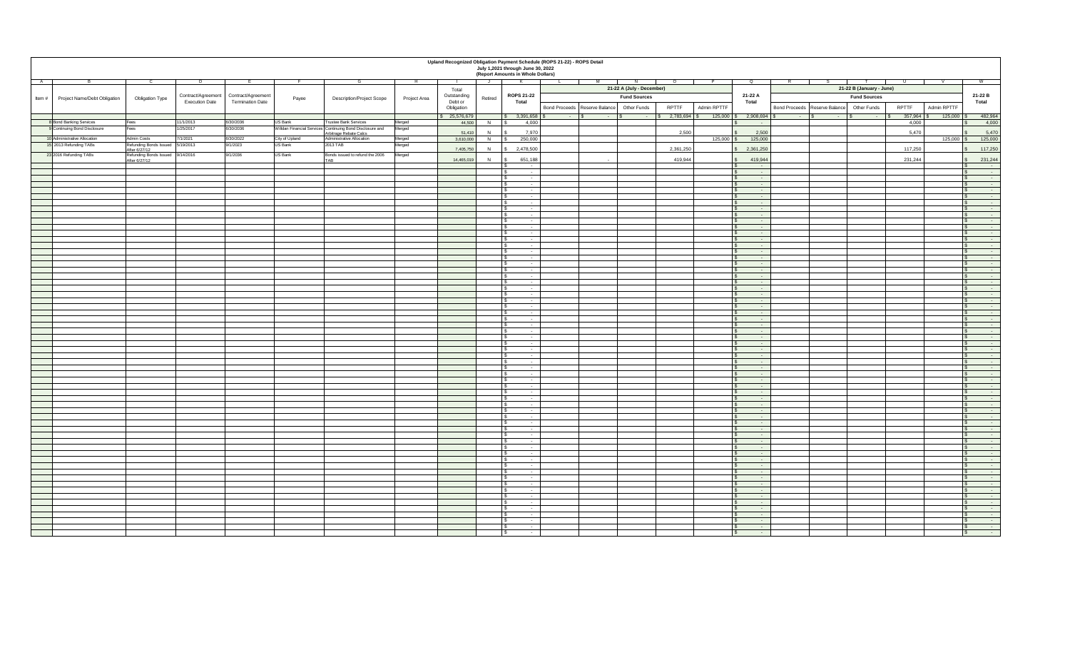# Upland Recognized Obligation Payment Schedule (ROPS 21-22) - ROPS Detail

July 1,2021 through June 30, 2022

(Report Amounts in Whole Dollars)

| A | B | C | D | E | F | G | H | I | J | K | L | M | N | O | P | Q | R | S | T | U | V | W |
|---|---|---|---|---|---|---|---|---|---|---|---|---|---|---|---|---|---|---|---|---|---|---|
| | | | | | | | | | | | 21-22 A (July - December) | | | | | | 21-22 B (January - June) | | | | | |
| | | | | | | | | | | | Fund Sources | | | | | | Fund Sources | | | | | |
| Item # | Project Name/Debt Obligation | Obligation Type | Contract/Agreement Execution Date | Contract/Agreement Termination Date | Payee | Description/Project Scope | Project Area | Total Outstanding Debt or Obligation | Retired | ROPS 21-22 Total | Bond Proceeds | Reserve Balance | Other Funds | RPTTF | Admin RPTTF | 21-22 A Total | Bond Proceeds | Reserve Balance | Other Funds | RPTTF | Admin RPTTF | 21-22 B Total |
| | | | | | | | | $ 25,576,679 | | $ 3,391,658 | $ - | $ - | $ - | $ 2,783,694 | $ 125,000 | $ 2,908,694 | $ - | $ - | $ - | $ 357,964 | $ 125,000 | $ 482,964 |
| 8 | Bond Banking Services | Fees | 11/1/2013 | 6/30/2036 | US Bank | Trustee Bank Services | Merged | 44,500 | N | $ 4,000 | | | | | | $ - | | | | 4,000 | | $ 4,000 |
| 9 | Continuing Bond Disclosure | Fees | 1/25/2017 | 6/30/2036 | Willdan Financial Services | Continuing Bond Disclosure and Arbitrage Rebate Calcs | Merged | 51,410 | N | $ 7,970 | | | | 2,500 | | $ 2,500 | | | | 5,470 | | $ 5,470 |
| 10 | Administrative Allocation | Admin Costs | 7/1/2021 | 6/30/2022 | City of Upland | Administrative Allocation | Merged | 3,610,000 | N | $ 250,000 | | | | | 125,000 | $ 125,000 | | | | | 125,000 | $ 125,000 |
| 15 | 2013 Refunding TABs | Refunding Bonds Issued After 6/27/12 | 5/19/2013 | 9/1/2023 | US Bank | 2013 TAB | Merged | 7,405,750 | N | $ 2,478,500 | | | | 2,361,250 | | $ 2,361,250 | | | | 117,250 | | $ 117,250 |
| 23 | 2016 Refunding TABs | Refunding Bonds Issued After 6/27/12 | 9/14/2016 | 9/1/2036 | US Bank | Bonds issued to refund the 2006 TAB | Merged | 14,465,019 | N | $ 651,188 | | - | | 419,944 | | $ 419,944 | | | | 231,244 | | $ 231,244 |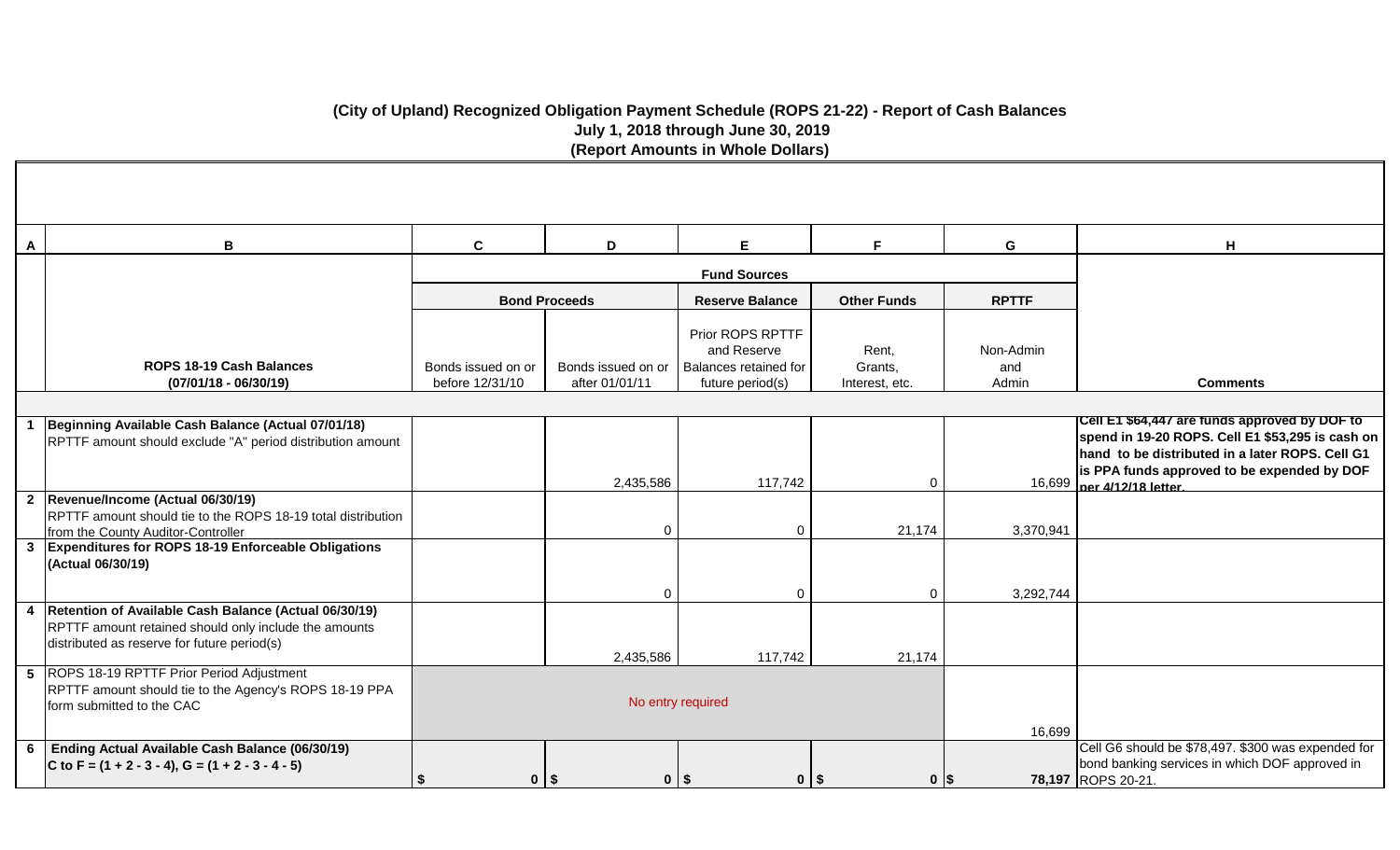# (City of Upland) Recognized Obligation Payment Schedule (ROPS 21-22) - Report of Cash Balances

## July 1, 2018 through June 30, 2019

### (Report Amounts in Whole Dollars)

| A | B | C | D | E | F | G | H |
|---|---|---|---|---|---|---|---|
| | | Fund Sources | | | | | |
| | | Bond Proceeds | | Reserve Balance | Other Funds | RPTTF | |
| | **ROPS 18-19 Cash Balances (07/01/18 - 06/30/19)** | Bonds issued on or before 12/31/10 | Bonds issued on or after 01/01/11 | Prior ROPS RPTTF and Reserve Balances retained for future period(s) | Rent, Grants, Interest, etc. | Non-Admin and Admin | **Comments** |
| 1 | **Beginning Available Cash Balance (Actual 07/01/18)** RPTTF amount should exclude "A" period distribution amount | | 2,435,586 | 117,742 | 0 | 16,699 | **Cell E1 $64,447 are funds approved by DOF to spend in 19-20 ROPS. Cell E1 $53,295 is cash on hand to be distributed in a later ROPS. Cell G1 is PPA funds approved to be expended by DOF per 4/12/18 letter.** |
| 2 | **Revenue/Income (Actual 06/30/19)** RPTTF amount should tie to the ROPS 18-19 total distribution from the County Auditor-Controller | | 0 | 0 | 21,174 | 3,370,941 | |
| 3 | **Expenditures for ROPS 18-19 Enforceable Obligations (Actual 06/30/19)** | | 0 | 0 | 0 | 3,292,744 | |
| 4 | **Retention of Available Cash Balance (Actual 06/30/19)** RPTTF amount retained should only include the amounts distributed as reserve for future period(s) | | 2,435,586 | 117,742 | 21,174 | | |
| 5 | ROPS 18-19 RPTTF Prior Period Adjustment RPTTF amount should tie to the Agency's ROPS 18-19 PPA form submitted to the CAC | No entry required | | | | 16,699 | |
| 6 | **Ending Actual Available Cash Balance (06/30/19) C to F = (1 + 2 - 3 - 4), G = (1 + 2 - 3 - 4 - 5)** | **$ 0** | **$ 0** | **$ 0** | **$ 0** | **$ 78,197** | Cell G6 should be $78,497. $300 was expended for bond banking services in which DOF approved in ROPS 20-21. |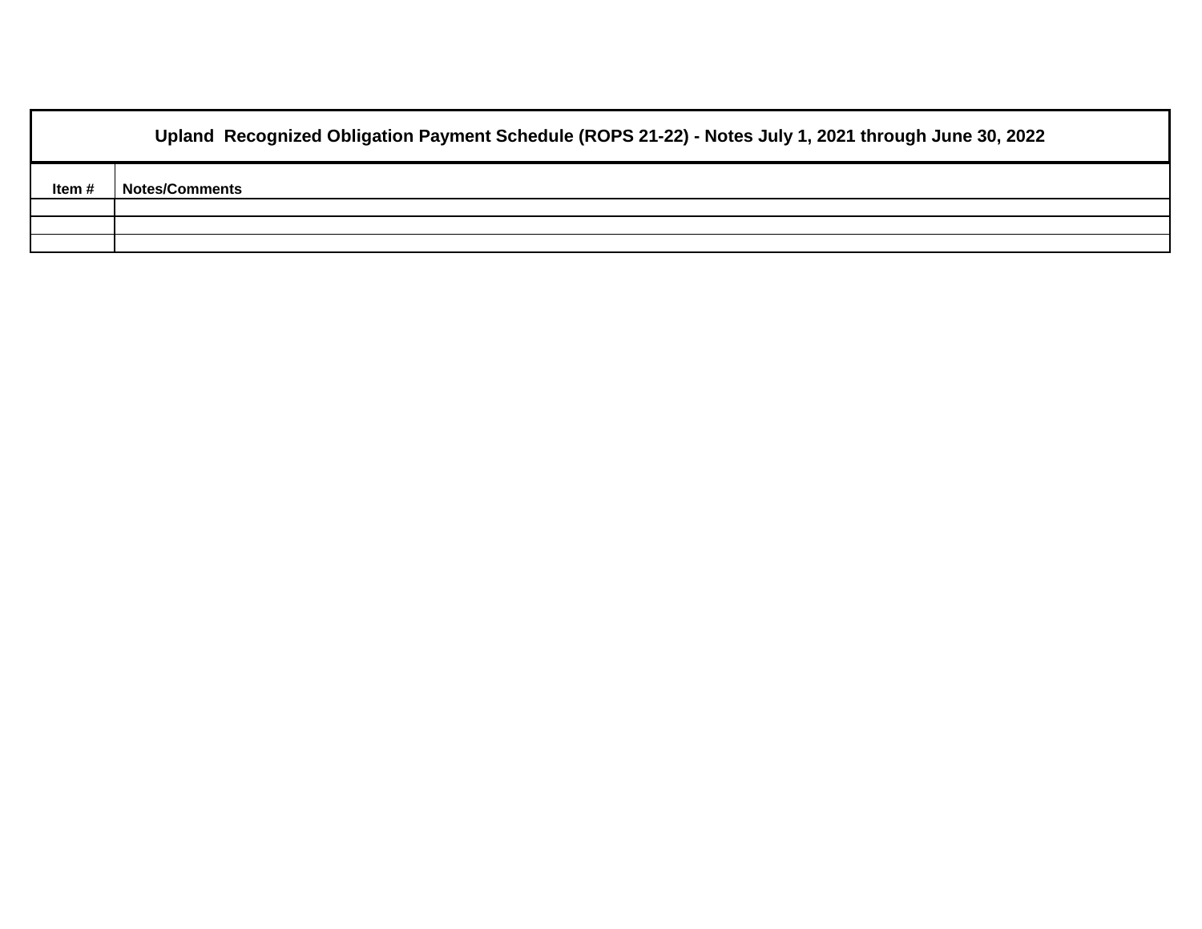| Upland  Recognized Obligation Payment Schedule (ROPS 21-22) - Notes July 1, 2021 through June 30, 2022 | |
|---|---|
| Item # | Notes/Comments |
| | |
| | |
| | |